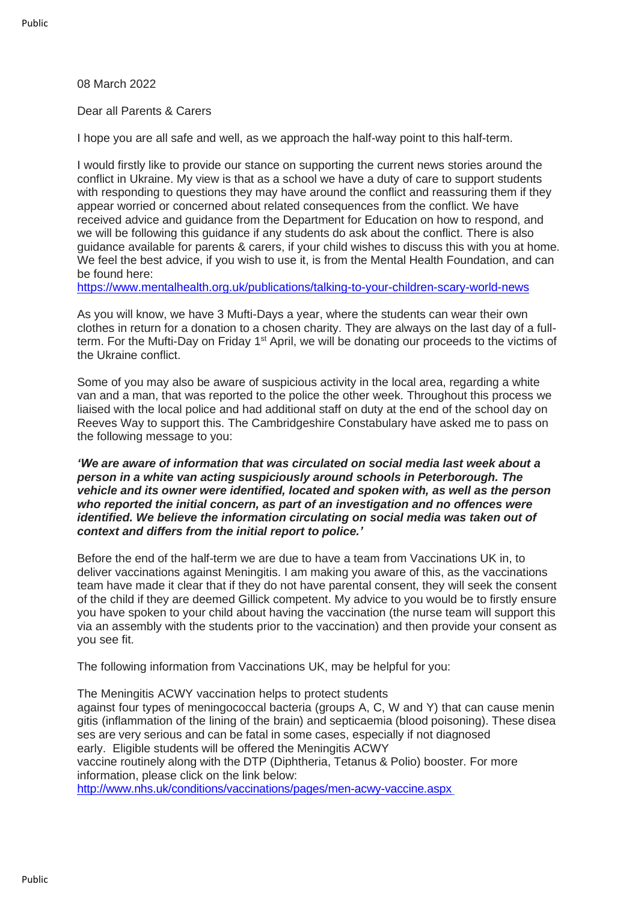08 March 2022

Dear all Parents & Carers

I hope you are all safe and well, as we approach the half-way point to this half-term.

I would firstly like to provide our stance on supporting the current news stories around the conflict in Ukraine. My view is that as a school we have a duty of care to support students with responding to questions they may have around the conflict and reassuring them if they appear worried or concerned about related consequences from the conflict. We have received advice and guidance from the Department for Education on how to respond, and we will be following this guidance if any students do ask about the conflict. There is also guidance available for parents & carers, if your child wishes to discuss this with you at home. We feel the best advice, if you wish to use it, is from the Mental Health Foundation, and can be found here:
https://www.mentalhealth.org.uk/publications/talking-to-your-children-scary-world-news

As you will know, we have 3 Mufti-Days a year, where the students can wear their own clothes in return for a donation to a chosen charity. They are always on the last day of a full-term. For the Mufti-Day on Friday 1st April, we will be donating our proceeds to the victims of the Ukraine conflict.

Some of you may also be aware of suspicious activity in the local area, regarding a white van and a man, that was reported to the police the other week. Throughout this process we liaised with the local police and had additional staff on duty at the end of the school day on Reeves Way to support this. The Cambridgeshire Constabulary have asked me to pass on the following message to you:

***'We are aware of information that was circulated on social media last week about a person in a white van acting suspiciously around schools in Peterborough. The vehicle and its owner were identified, located and spoken with, as well as the person who reported the initial concern, as part of an investigation and no offences were identified. We believe the information circulating on social media was taken out of context and differs from the initial report to police.'***

Before the end of the half-term we are due to have a team from Vaccinations UK in, to deliver vaccinations against Meningitis. I am making you aware of this, as the vaccinations team have made it clear that if they do not have parental consent, they will seek the consent of the child if they are deemed Gillick competent. My advice to you would be to firstly ensure you have spoken to your child about having the vaccination (the nurse team will support this via an assembly with the students prior to the vaccination) and then provide your consent as you see fit.

The following information from Vaccinations UK, may be helpful for you:

The Meningitis ACWY vaccination helps to protect students against four types of meningococcal bacteria (groups A, C, W and Y) that can cause meningitis (inflammation of the lining of the brain) and septicaemia (blood poisoning). These diseases are very serious and can be fatal in some cases, especially if not diagnosed early. Eligible students will be offered the Meningitis ACWY vaccine routinely along with the DTP (Diphtheria, Tetanus & Polio) booster. For more information, please click on the link below:
http://www.nhs.uk/conditions/vaccinations/pages/men-acwy-vaccine.aspx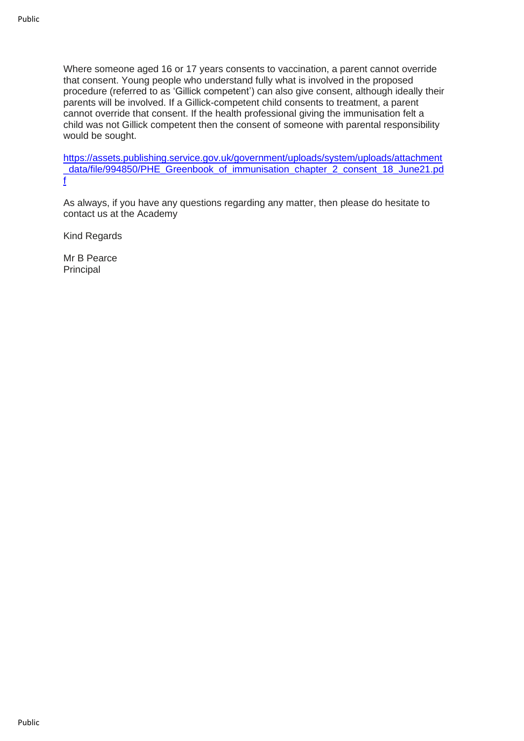Where someone aged 16 or 17 years consents to vaccination, a parent cannot override that consent. Young people who understand fully what is involved in the proposed procedure (referred to as 'Gillick competent') can also give consent, although ideally their parents will be involved. If a Gillick-competent child consents to treatment, a parent cannot override that consent. If the health professional giving the immunisation felt a child was not Gillick competent then the consent of someone with parental responsibility would be sought.

https://assets.publishing.service.gov.uk/government/uploads/system/uploads/attachment_data/file/994850/PHE_Greenbook_of_immunisation_chapter_2_consent_18_June21.pdf

As always, if you have any questions regarding any matter, then please do hesitate to contact us at the Academy

Kind Regards

Mr B Pearce
Principal